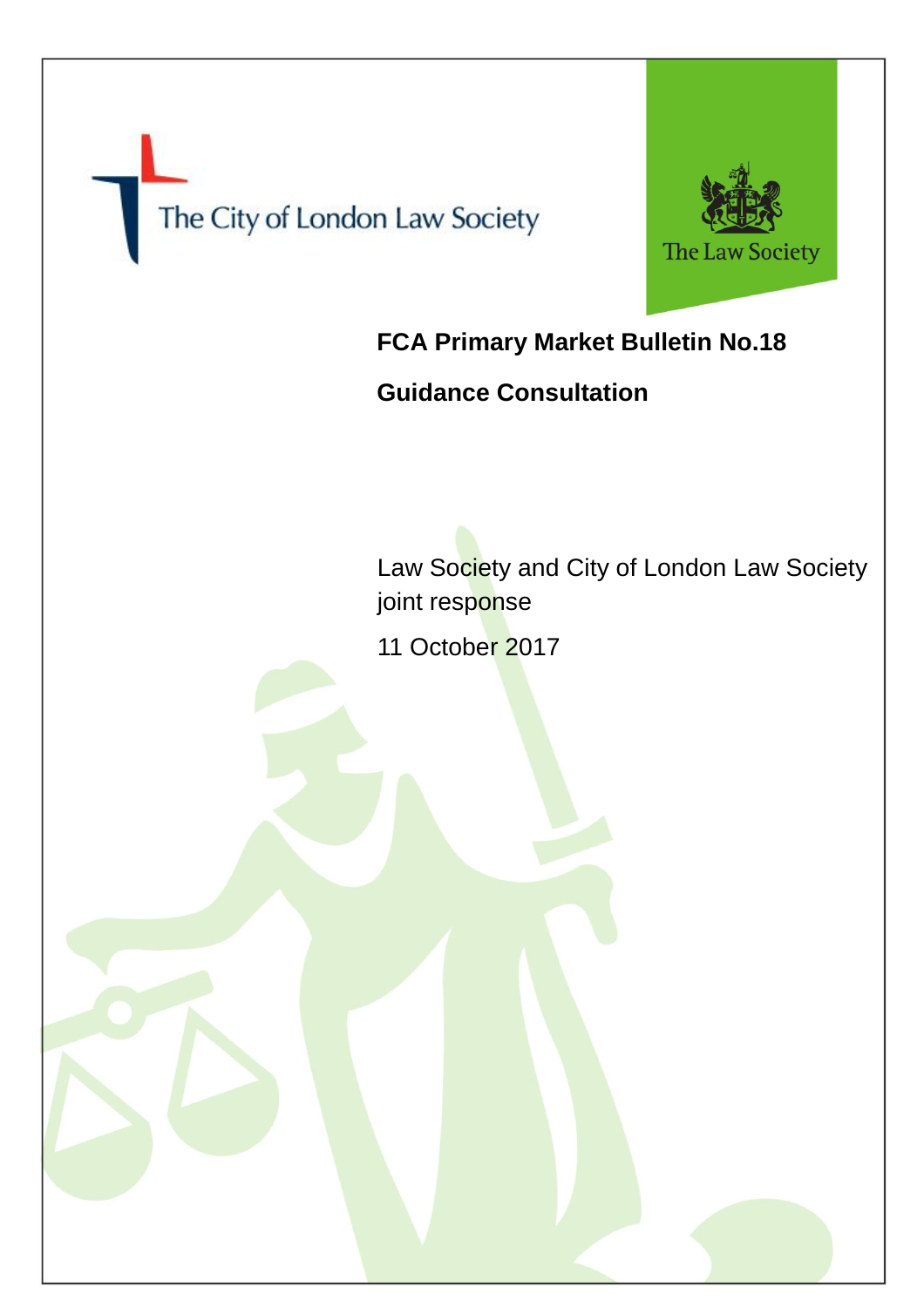The City of London Law Society

The Law Society

# FCA Primary Market Bulletin No.18

## Guidance Consultation

Law Society and City of London Law Society joint response

11 October 2017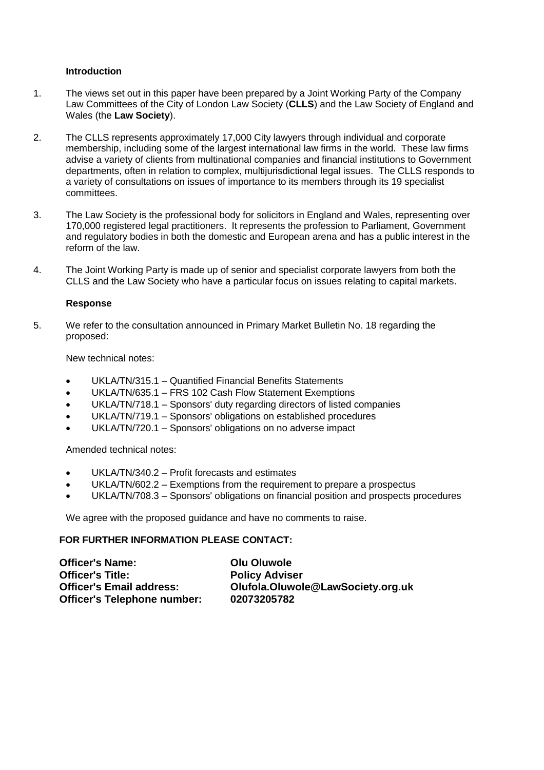**Introduction**

1. The views set out in this paper have been prepared by a Joint Working Party of the Company Law Committees of the City of London Law Society (**CLLS**) and the Law Society of England and Wales (the **Law Society**).

2. The CLLS represents approximately 17,000 City lawyers through individual and corporate membership, including some of the largest international law firms in the world. These law firms advise a variety of clients from multinational companies and financial institutions to Government departments, often in relation to complex, multijurisdictional legal issues. The CLLS responds to a variety of consultations on issues of importance to its members through its 19 specialist committees.

3. The Law Society is the professional body for solicitors in England and Wales, representing over 170,000 registered legal practitioners. It represents the profession to Parliament, Government and regulatory bodies in both the domestic and European arena and has a public interest in the reform of the law.

4. The Joint Working Party is made up of senior and specialist corporate lawyers from both the CLLS and the Law Society who have a particular focus on issues relating to capital markets.

**Response**

5. We refer to the consultation announced in Primary Market Bulletin No. 18 regarding the proposed:

   New technical notes:

   - UKLA/TN/315.1 – Quantified Financial Benefits Statements
   - UKLA/TN/635.1 – FRS 102 Cash Flow Statement Exemptions
   - UKLA/TN/718.1 – Sponsors' duty regarding directors of listed companies
   - UKLA/TN/719.1 – Sponsors' obligations on established procedures
   - UKLA/TN/720.1 – Sponsors' obligations on no adverse impact

   Amended technical notes:

   - UKLA/TN/340.2 – Profit forecasts and estimates
   - UKLA/TN/602.2 – Exemptions from the requirement to prepare a prospectus
   - UKLA/TN/708.3 – Sponsors' obligations on financial position and prospects procedures

   We agree with the proposed guidance and have no comments to raise.

**FOR FURTHER INFORMATION PLEASE CONTACT:**

| | |
|---|---|
| **Officer's Name:** | **Olu Oluwole** |
| **Officer's Title:** | **Policy Adviser** |
| **Officer's Email address:** | **Olufola.Oluwole@LawSociety.org.uk** |
| **Officer's Telephone number:** | **02073205782** |